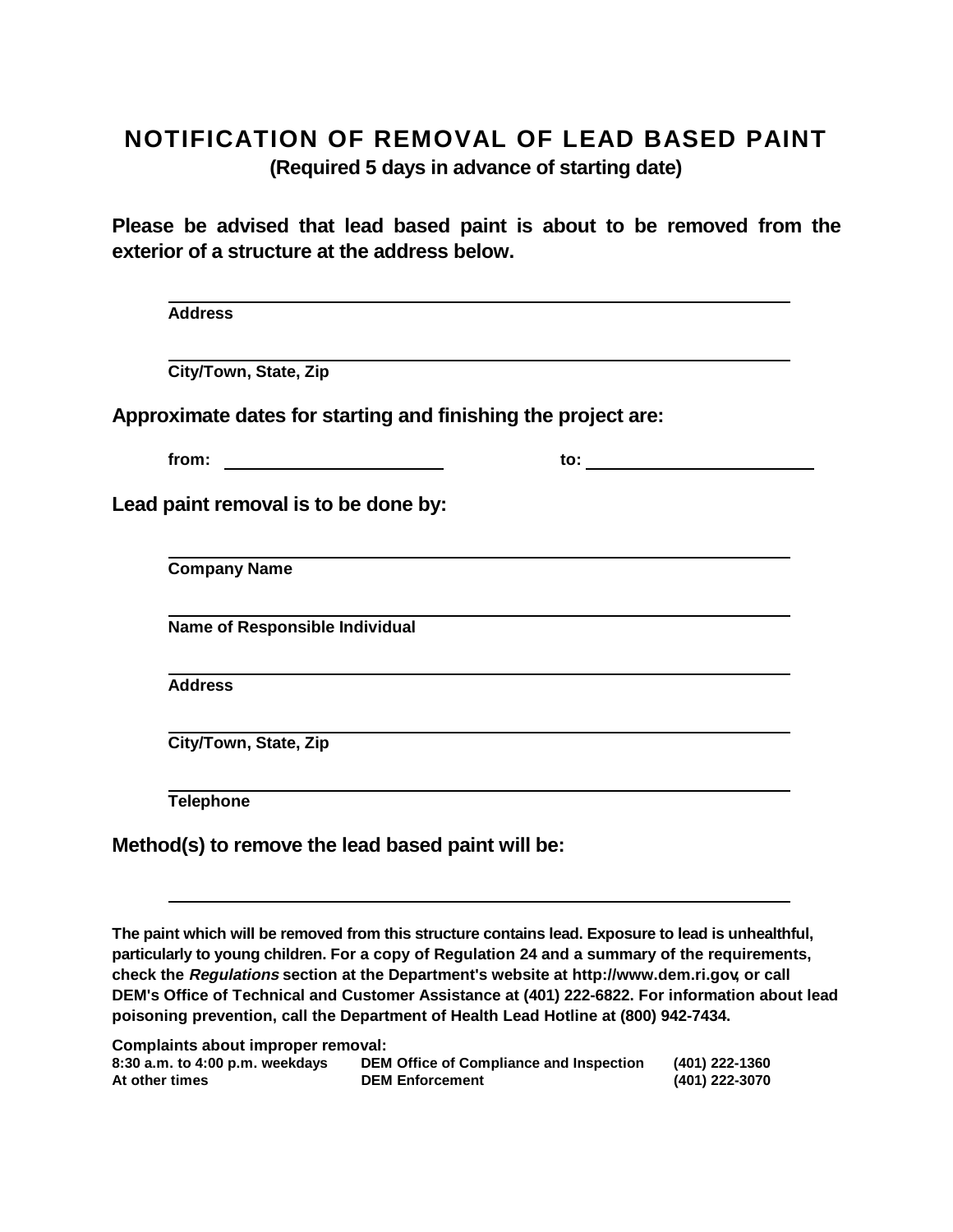# NOTIFICATION OF REMOVAL OF LEAD BASED PAINT

**(Required 5 days in advance of starting date)**

**Please be advised that lead based paint is about to be removed from the exterior of a structure at the address below.**

______________________________________________
**Address**

______________________________________________
**City/Town, State, Zip**

## Approximate dates for starting and finishing the project are:

**from:** ____________________ **to:** ____________________

## Lead paint removal is to be done by:

______________________________________________
**Company Name**

______________________________________________
**Name of Responsible Individual**

______________________________________________
**Address**

______________________________________________
**City/Town, State, Zip**

______________________________________________
**Telephone**

## Method(s) to remove the lead based paint will be:

______________________________________________

**The paint which will be removed from this structure contains lead. Exposure to lead is unhealthful, particularly to young children. For a copy of Regulation 24 and a summary of the requirements, check the *Regulations* section at the Department's website at http://www.dem.ri.gov, or call DEM's Office of Technical and Customer Assistance at (401) 222-6822. For information about lead poisoning prevention, call the Department of Health Lead Hotline at (800) 942-7434.**

**Complaints about improper removal:**

| | | |
|---|---|---|
| **8:30 a.m. to 4:00 p.m. weekdays** | **DEM Office of Compliance and Inspection** | **(401) 222-1360** |
| **At other times** | **DEM Enforcement** | **(401) 222-3070** |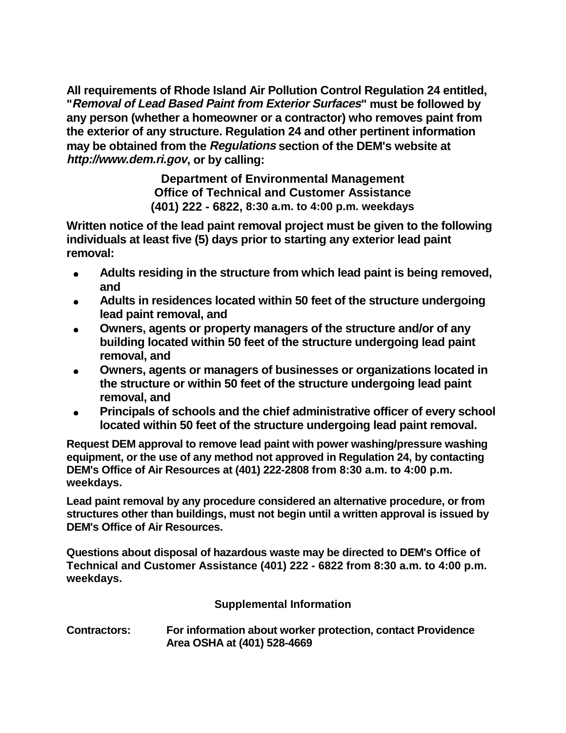**All requirements of Rhode Island Air Pollution Control Regulation 24 entitled, "*Removal of Lead Based Paint from Exterior Surfaces*" must be followed by any person (whether a homeowner or a contractor) who removes paint from the exterior of any structure. Regulation 24 and other pertinent information may be obtained from the *Regulations* section of the DEM's website at *http://www.dem.ri.gov*, or by calling:**

**Department of Environmental Management**
**Office of Technical and Customer Assistance**
**(401) 222 - 6822, 8:30 a.m. to 4:00 p.m. weekdays**

**Written notice of the lead paint removal project must be given to the following individuals at least five (5) days prior to starting any exterior lead paint removal:**

- **Adults residing in the structure from which lead paint is being removed, and**
- **Adults in residences located within 50 feet of the structure undergoing lead paint removal, and**
- **Owners, agents or property managers of the structure and/or of any building located within 50 feet of the structure undergoing lead paint removal, and**
- **Owners, agents or managers of businesses or organizations located in the structure or within 50 feet of the structure undergoing lead paint removal, and**
- **Principals of schools and the chief administrative officer of every school located within 50 feet of the structure undergoing lead paint removal.**

**Request DEM approval to remove lead paint with power washing/pressure washing equipment, or the use of any method not approved in Regulation 24, by contacting DEM's Office of Air Resources at (401) 222-2808 from 8:30 a.m. to 4:00 p.m. weekdays.**

**Lead paint removal by any procedure considered an alternative procedure, or from structures other than buildings, must not begin until a written approval is issued by DEM's Office of Air Resources.**

**Questions about disposal of hazardous waste may be directed to DEM's Office of Technical and Customer Assistance (401) 222 - 6822 from 8:30 a.m. to 4:00 p.m. weekdays.**

## Supplemental Information

**Contractors:** **For information about worker protection, contact Providence Area OSHA at (401) 528-4669**